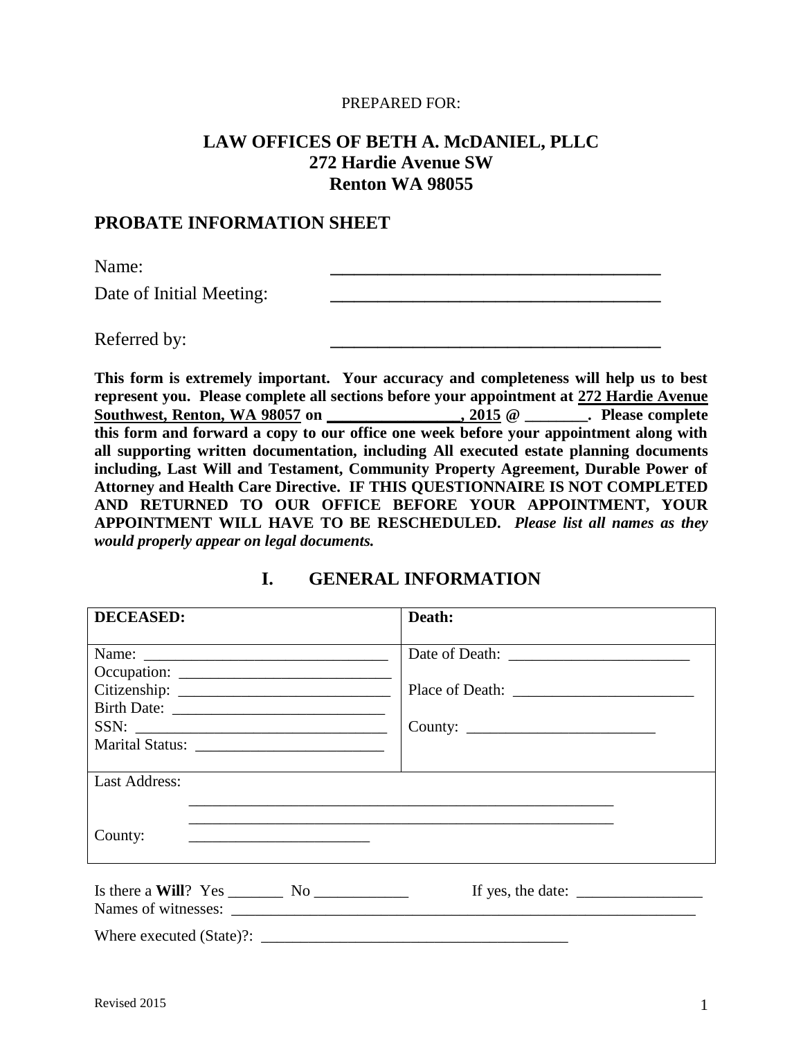PREPARED FOR:

**LAW OFFICES OF BETH A. McDANIEL, PLLC**
**272 Hardie Avenue SW**
**Renton WA 98055**

## PROBATE INFORMATION SHEET

Name: ______________________________________

Date of Initial Meeting: ______________________________________

Referred by: ______________________________________

**This form is extremely important. Your accuracy and completeness will help us to best represent you. Please complete all sections before your appointment at <u>272 Hardie Avenue Southwest, Renton, WA 98057</u> on ________________, 2015 @ ________. Please complete this form and forward a copy to our office one week before your appointment along with all supporting written documentation, including All executed estate planning documents including, Last Will and Testament, Community Property Agreement, Durable Power of Attorney and Health Care Directive. IF THIS QUESTIONNAIRE IS NOT COMPLETED AND RETURNED TO OUR OFFICE BEFORE YOUR APPOINTMENT, YOUR APPOINTMENT WILL HAVE TO BE RESCHEDULED.** ***Please list all names as they would properly appear on legal documents.***

## I. GENERAL INFORMATION

| **DECEASED:** | **Death:** |
| --- | --- |
| Name: ______________________________<br>Occupation: ___________________________<br>Citizenship: ___________________________<br>Birth Date: ___________________________<br>SSN: ________________________________<br>Marital Status: ________________________ | Date of Death: _______________________<br>Place of Death: _______________________<br>County: ________________________ |
| Last Address: ______________________________________________________<br>______________________________________________________<br>County: _______________________ | |

Is there a **Will**? Yes _______ No ____________ If yes, the date: ________________

Names of witnesses: ______________________________________________________________

Where executed (State)?: ________________________________________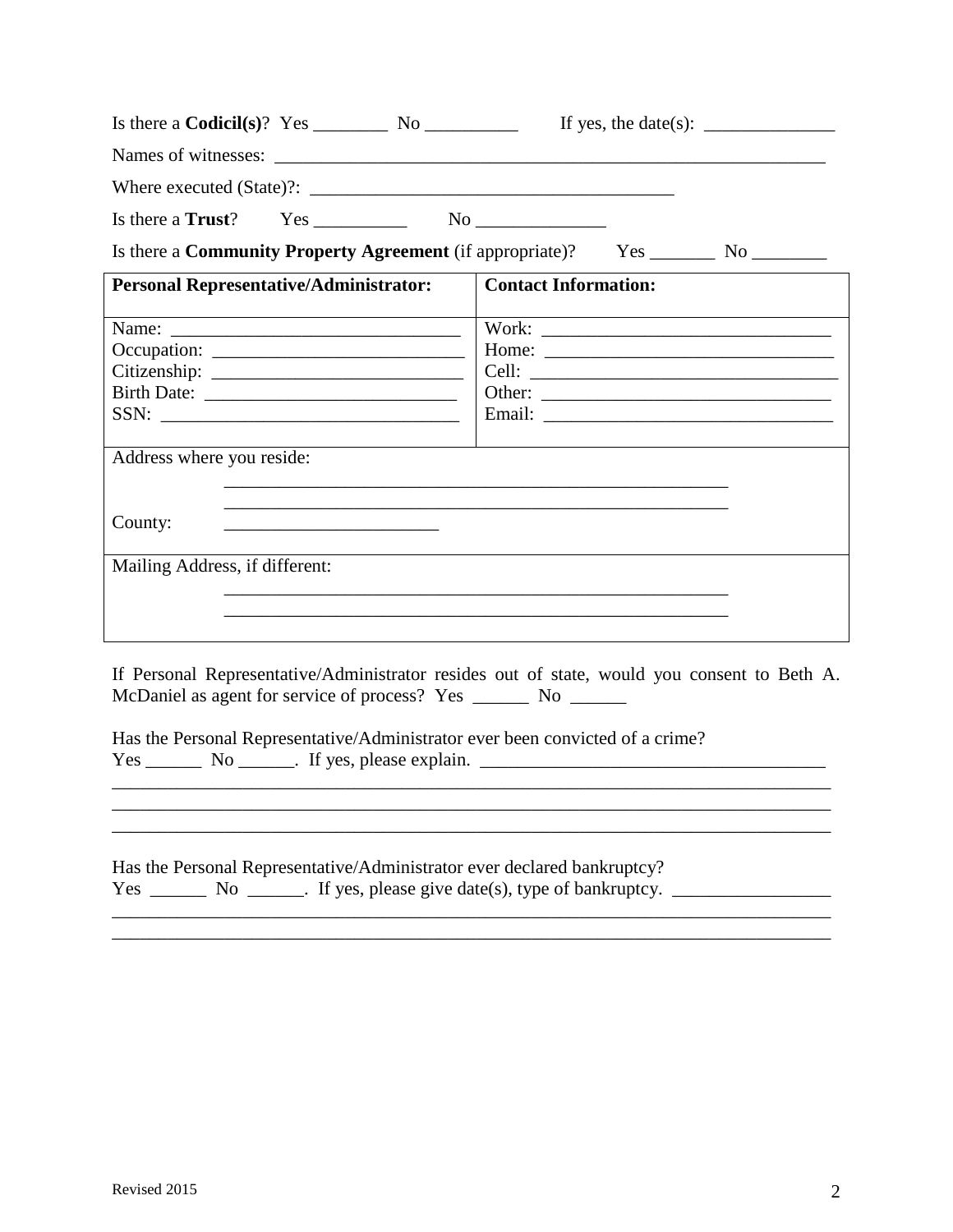Is there a **Codicil(s)**? Yes ________ No __________ If yes, the date(s): ______________

Names of witnesses: ____________________________________________________________

Where executed (State)?: _______________________________________

Is there a **Trust**? Yes __________ No ______________

Is there a **Community Property Agreement** (if appropriate)? Yes _______ No ________

| **Personal Representative/Administrator:** | **Contact Information:** |
|---|---|
| Name: ______________________________<br>Occupation: __________________________<br>Citizenship: __________________________<br>Birth Date: __________________________<br>SSN: ______________________________ | Work: ______________________________<br>Home: ______________________________<br>Cell: _______________________________<br>Other: ______________________________<br>Email: ______________________________ |
| Address where you reside:<br>_______________________________________________________<br>_______________________________________________________<br>County: ______________________ | |
| Mailing Address, if different:<br>_______________________________________________________<br>_______________________________________________________ | |

If Personal Representative/Administrator resides out of state, would you consent to Beth A. McDaniel as agent for service of process? Yes ______ No ______

Has the Personal Representative/Administrator ever been convicted of a crime?
Yes ______ No ______. If yes, please explain. ____________________________________
_____________________________________________________________________________
_____________________________________________________________________________
_____________________________________________________________________________

Has the Personal Representative/Administrator ever declared bankruptcy?
Yes ______ No ______. If yes, please give date(s), type of bankruptcy. ________________
_____________________________________________________________________________
_____________________________________________________________________________

Revised 2015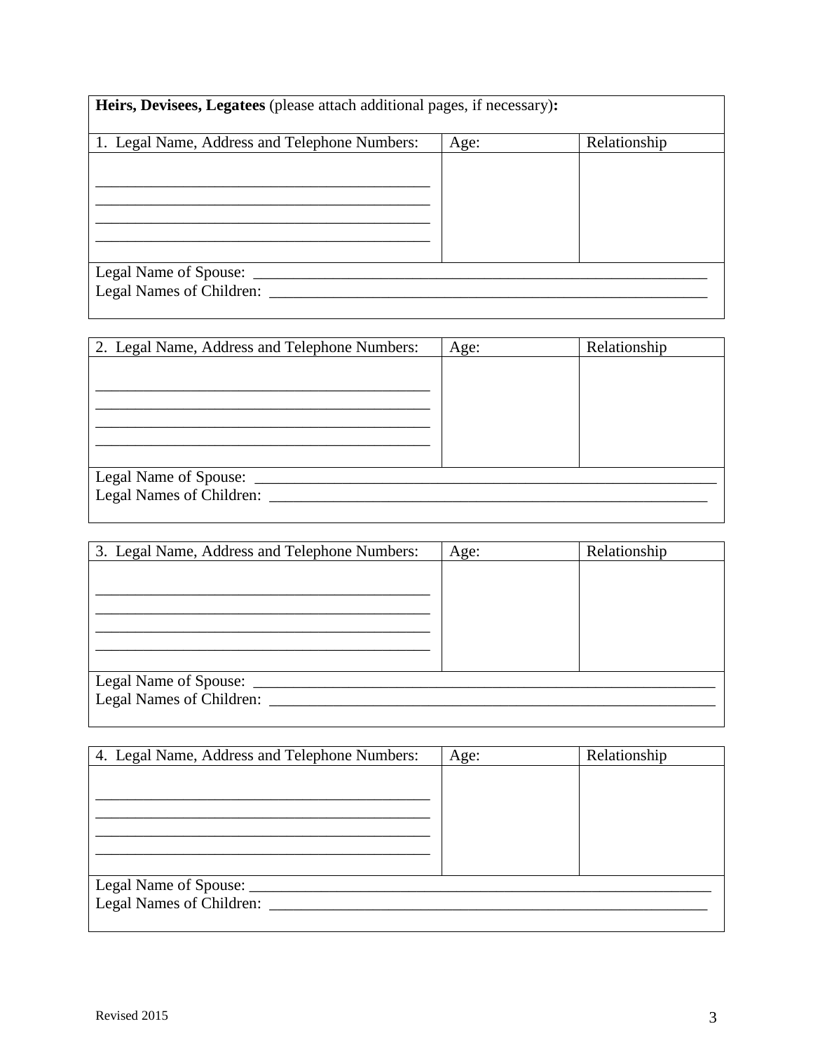**Heads, Devisees, Legatees** (please attach additional pages, if necessary)**:**

| 1. Legal Name, Address and Telephone Numbers: | Age: | Relationship |
|---|---|---|
| ___________________________________________<br>___________________________________________<br>___________________________________________<br>___________________________________________ | | |

Legal Name of Spouse: ____________________________________________________________

Legal Names of Children: __________________________________________________________

| 2. Legal Name, Address and Telephone Numbers: | Age: | Relationship |
|---|---|---|
| ___________________________________________<br>___________________________________________<br>___________________________________________<br>___________________________________________ | | |

Legal Name of Spouse: ____________________________________________________________

Legal Names of Children: __________________________________________________________

| 3. Legal Name, Address and Telephone Numbers: | Age: | Relationship |
|---|---|---|
| ___________________________________________<br>___________________________________________<br>___________________________________________<br>___________________________________________ | | |

Legal Name of Spouse: ____________________________________________________________

Legal Names of Children: __________________________________________________________

| 4. Legal Name, Address and Telephone Numbers: | Age: | Relationship |
|---|---|---|
| ___________________________________________<br>___________________________________________<br>___________________________________________<br>___________________________________________ | | |

Legal Name of Spouse: ____________________________________________________________

Legal Names of Children: __________________________________________________________

Revised 2015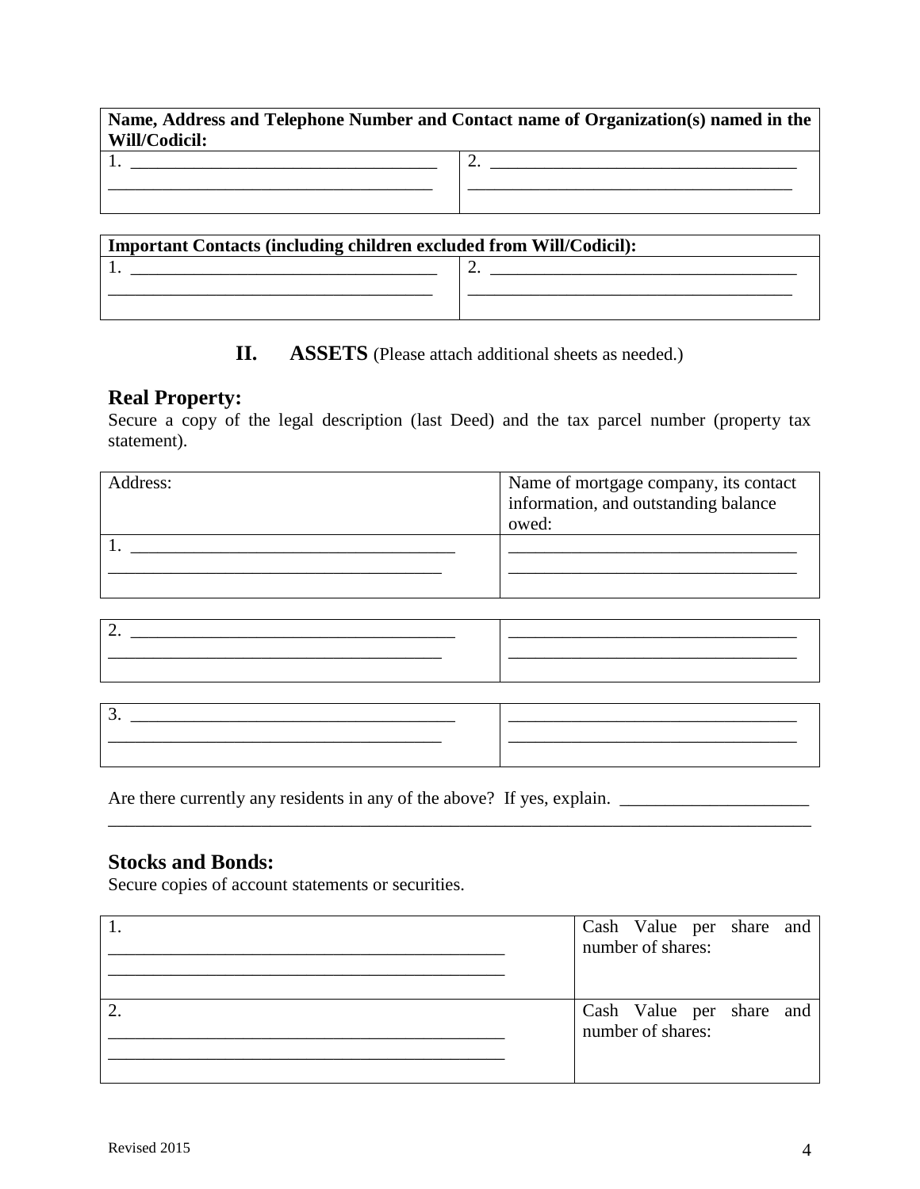| Name, Address and Telephone Number and Contact name of Organization(s) named in the Will/Codicil: | |
|---|---|
| 1. ___________________________________ ___________________________________ | 2. ___________________________________ ___________________________________ |

| Important Contacts (including children excluded from Will/Codicil): | |
|---|---|
| 1. ___________________________________ ___________________________________ | 2. ___________________________________ ___________________________________ |

## II. ASSETS (Please attach additional sheets as needed.)

### Real Property:

Secure a copy of the legal description (last Deed) and the tax parcel number (property tax statement).

| Address: | Name of mortgage company, its contact information, and outstanding balance owed: |
|---|---|
| 1. ___________________________________ ___________________________________ | ________________________________ ________________________________ |
| 2. ___________________________________ ___________________________________ | ________________________________ ________________________________ |
| 3. ___________________________________ ___________________________________ | ________________________________ ________________________________ |

Are there currently any residents in any of the above? If yes, explain. _____________________
_______________________________________________________________________________

### Stocks and Bonds:

Secure copies of account statements or securities.

| | |
|---|---|
| 1. ____________________________________________ ____________________________________________ | Cash Value per share and number of shares: |
| 2. ____________________________________________ ____________________________________________ | Cash Value per share and number of shares: |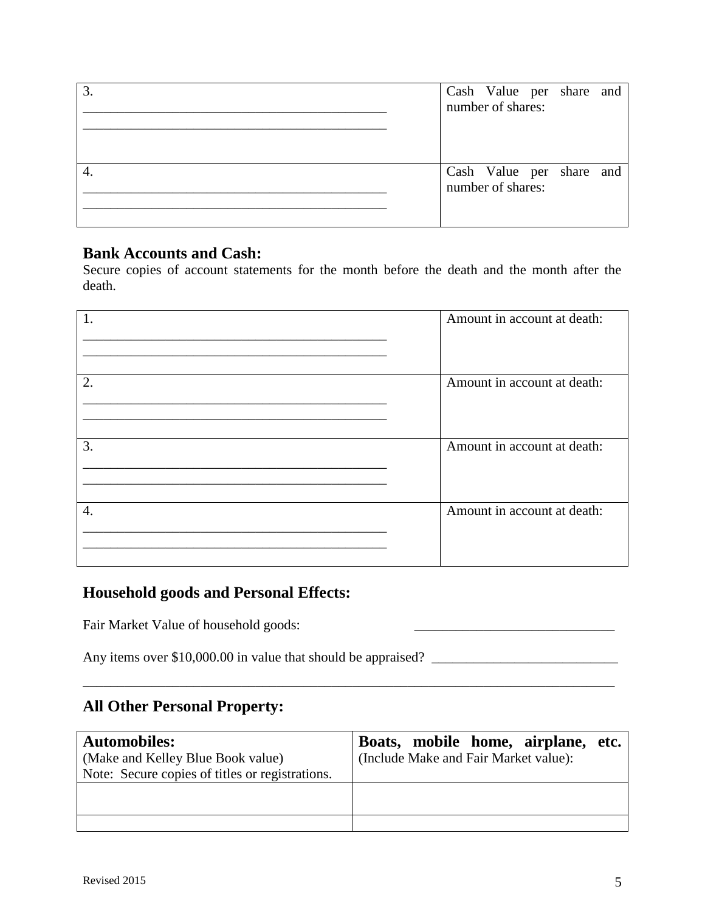| | |
|---|---|
| 3. ____________________________________________ ____________________________________________ | Cash Value per share and number of shares: |
| 4. ____________________________________________ ____________________________________________ | Cash Value per share and number of shares: |

## Bank Accounts and Cash:

Secure copies of account statements for the month before the death and the month after the death.

| | |
|---|---|
| 1. ____________________________________________ ____________________________________________ | Amount in account at death: |
| 2. ____________________________________________ ____________________________________________ | Amount in account at death: |
| 3. ____________________________________________ ____________________________________________ | Amount in account at death: |
| 4. ____________________________________________ ____________________________________________ | Amount in account at death: |

## Household goods and Personal Effects:

Fair Market Value of household goods: _____________________________

Any items over $10,000.00 in value that should be appraised? ___________________________

_______________________________________________________________________________

## All Other Personal Property:

| **Automobiles:** (Make and Kelley Blue Book value) Note: Secure copies of titles or registrations. | **Boats, mobile home, airplane, etc.** (Include Make and Fair Market value): |
|---|---|
| | |
| | |

Revised 2015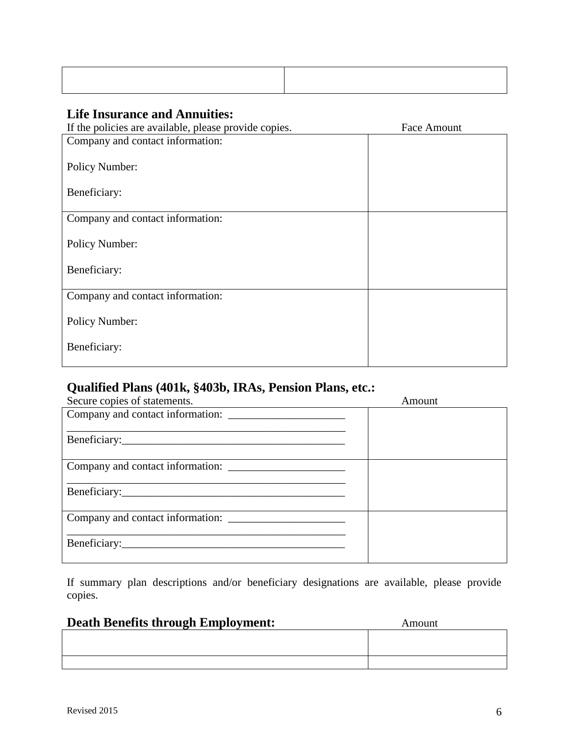| | |
|---|---|
| | |

## Life Insurance and Annuities:

| If the policies are available, please provide copies. | Face Amount |
|---|---|
| Company and contact information:<br><br>Policy Number:<br><br>Beneficiary: | |
| Company and contact information:<br><br>Policy Number:<br><br>Beneficiary: | |
| Company and contact information:<br><br>Policy Number:<br><br>Beneficiary: | |

## Qualified Plans (401k, §403b, IRAs, Pension Plans, etc.:

| Secure copies of statements. | Amount |
|---|---|
| Company and contact information: ____________________<br>______________________________________________<br>Beneficiary:____________________________________ | |
| Company and contact information: ____________________<br>______________________________________________<br>Beneficiary:____________________________________ | |
| Company and contact information: ____________________<br>______________________________________________<br>Beneficiary:____________________________________ | |

If summary plan descriptions and/or beneficiary designations are available, please provide copies.

## Death Benefits through Employment:

| | Amount |
|---|---|
| | |
| | |

Revised 2015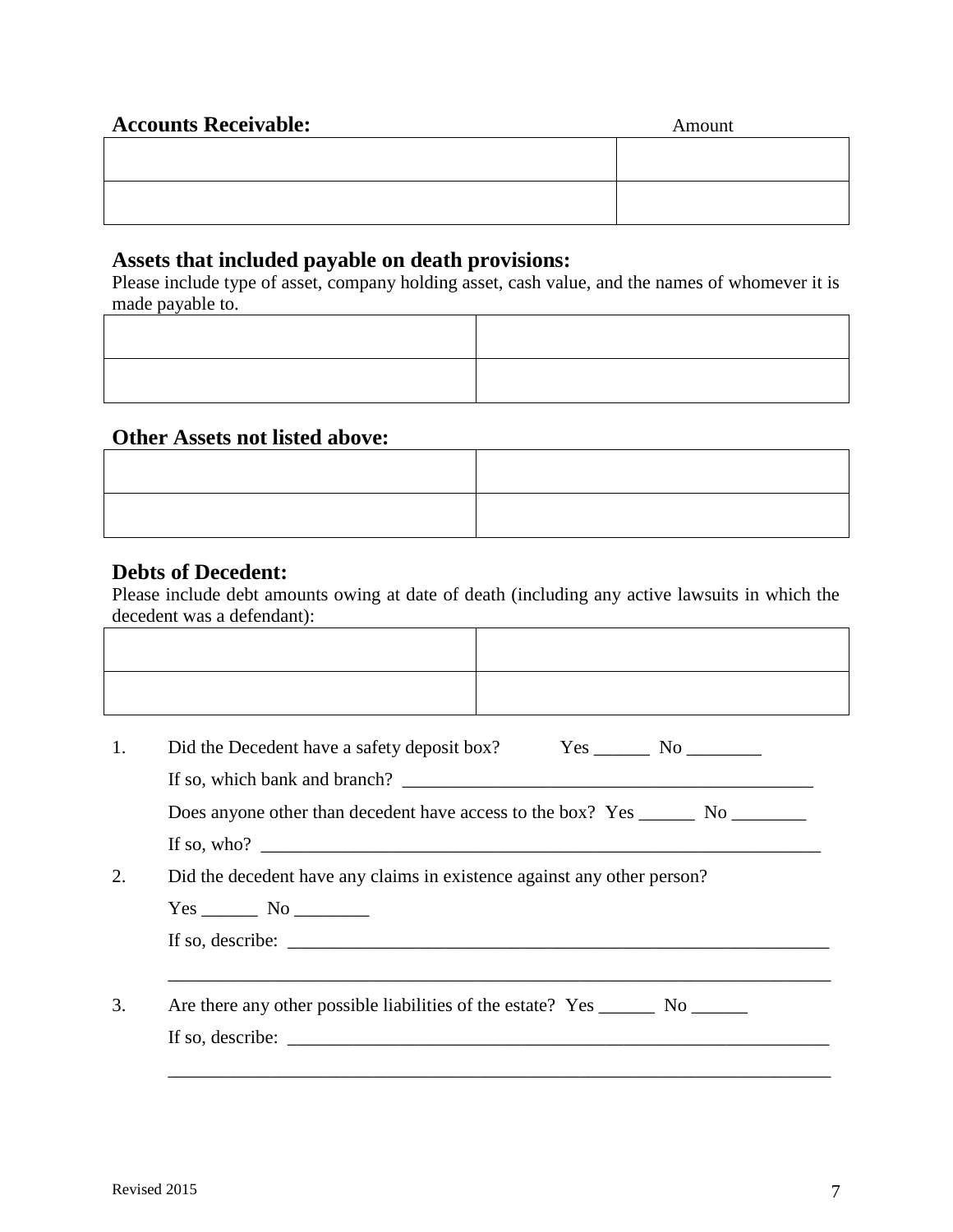### Accounts Receivable:

| | Amount |
|---|---|
| | |
| | |

### Assets that included payable on death provisions:

Please include type of asset, company holding asset, cash value, and the names of whomever it is made payable to.

| | |
|---|---|
| | |
| | |

### Other Assets not listed above:

| | |
|---|---|
| | |
| | |

### Debts of Decedent:

Please include debt amounts owing at date of death (including any active lawsuits in which the decedent was a defendant):

| | |
|---|---|
| | |
| | |

1. Did the Decedent have a safety deposit box? Yes ______ No ________

   If so, which bank and branch? ______________________________________________

   Does anyone other than decedent have access to the box? Yes ______ No ________

   If so, who? _________________________________________________________________

2. Did the decedent have any claims in existence against any other person?

   Yes ______ No ________

   If so, describe: ______________________________________________________________

   ____________________________________________________________________________

3. Are there any other possible liabilities of the estate? Yes ______ No ______

   If so, describe: ______________________________________________________________

   ____________________________________________________________________________

Revised 2015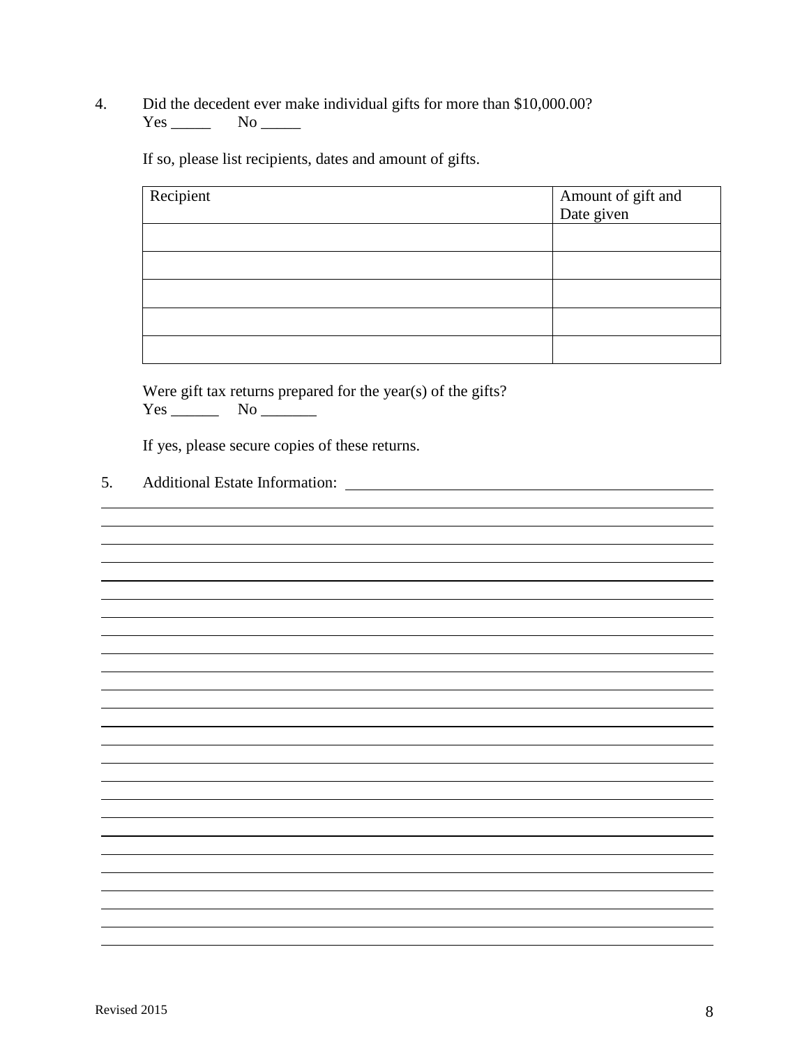4. Did the decedent ever make individual gifts for more than $10,000.00?
   Yes _____ No _____

   If so, please list recipients, dates and amount of gifts.

| Recipient | Amount of gift and Date given |
|---|---|
| | |
| | |
| | |
| | |
| | |

   Were gift tax returns prepared for the year(s) of the gifts?
   Yes ______ No _______

   If yes, please secure copies of these returns.

5. Additional Estate Information: ____________________________________________

______________________________________________________________________________
______________________________________________________________________________
______________________________________________________________________________
______________________________________________________________________________
______________________________________________________________________________
______________________________________________________________________________
______________________________________________________________________________
______________________________________________________________________________
______________________________________________________________________________
______________________________________________________________________________
______________________________________________________________________________
______________________________________________________________________________
______________________________________________________________________________
______________________________________________________________________________
______________________________________________________________________________
______________________________________________________________________________
______________________________________________________________________________
______________________________________________________________________________
______________________________________________________________________________
______________________________________________________________________________
______________________________________________________________________________
______________________________________________________________________________
______________________________________________________________________________
______________________________________________________________________________
______________________________________________________________________________

Revised 2015